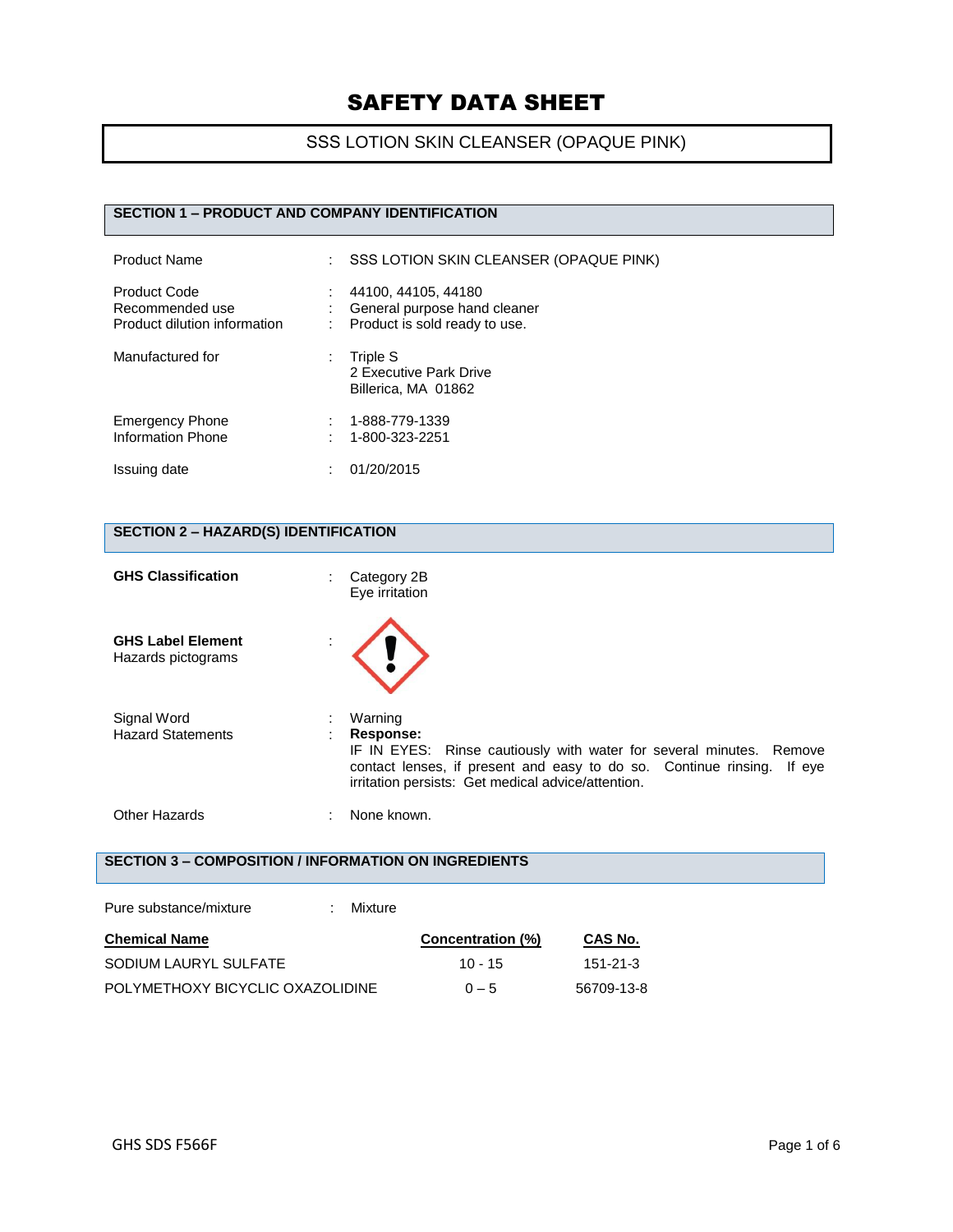# SAFETY DATA SHEET

## SSS LOTION SKIN CLEANSER (OPAQUE PINK)

### SECTION 1 – PRODUCT AND COMPANY IDENTIFICATION

| | | |
|---|---|---|
| Product Name | : | SSS LOTION SKIN CLEANSER (OPAQUE PINK) |
| Product Code | : | 44100, 44105, 44180 |
| Recommended use | : | General purpose hand cleaner |
| Product dilution information | : | Product is sold ready to use. |
| Manufactured for | : | Triple S<br>2 Executive Park Drive<br>Billerica, MA 01862 |
| Emergency Phone | : | 1-888-779-1339 |
| Information Phone | : | 1-800-323-2251 |
| Issuing date | : | 01/20/2015 |

### SECTION 2 – HAZARD(S) IDENTIFICATION

| | | |
|---|---|---|
| **GHS Classification** | : | Category 2B<br>Eye irritation |
| **GHS Label Element**<br>Hazards pictograms | : | |
| Signal Word | : | Warning |
| Hazard Statements | : | **Response:**<br>IF IN EYES: Rinse cautiously with water for several minutes. Remove contact lenses, if present and easy to do so. Continue rinsing. If eye irritation persists: Get medical advice/attention. |
| Other Hazards | : | None known. |

### SECTION 3 – COMPOSITION / INFORMATION ON INGREDIENTS

Pure substance/mixture : Mixture

| Chemical Name | Concentration (%) | CAS No. |
|---|---|---|
| SODIUM LAURYL SULFATE | 10 - 15 | 151-21-3 |
| POLYMETHOXY BICYCLIC OXAZOLIDINE | 0 – 5 | 56709-13-8 |

GHS SDS F566F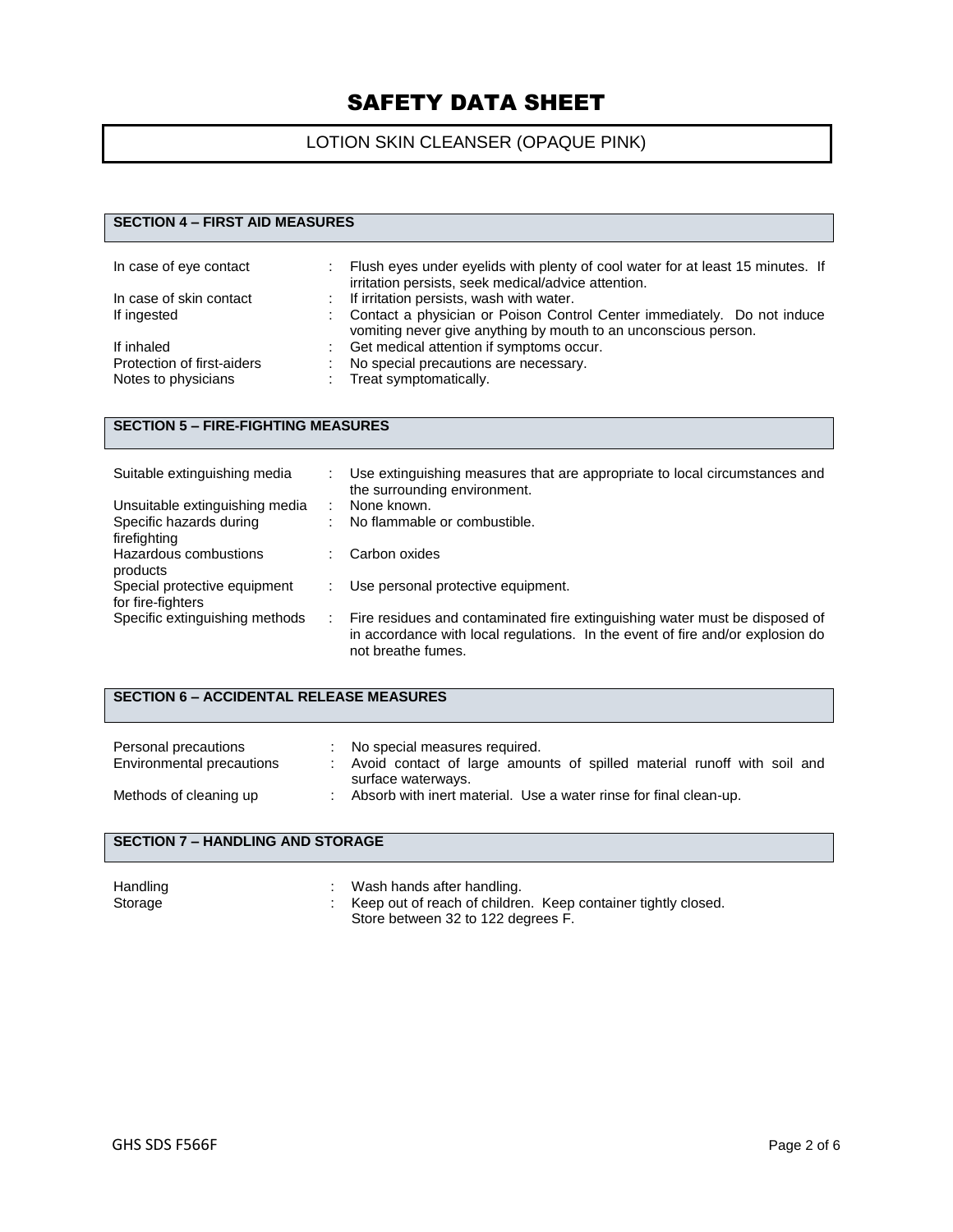# SAFETY DATA SHEET

LOTION SKIN CLEANSER (OPAQUE PINK)

## SECTION 4 – FIRST AID MEASURES

| | |
|---|---|
| In case of eye contact | Flush eyes under eyelids with plenty of cool water for at least 15 minutes. If irritation persists, seek medical/advice attention. |
| In case of skin contact | If irritation persists, wash with water. |
| If ingested | Contact a physician or Poison Control Center immediately. Do not induce vomiting never give anything by mouth to an unconscious person. |
| If inhaled | Get medical attention if symptoms occur. |
| Protection of first-aiders | No special precautions are necessary. |
| Notes to physicians | Treat symptomatically. |

## SECTION 5 – FIRE-FIGHTING MEASURES

| | |
|---|---|
| Suitable extinguishing media | Use extinguishing measures that are appropriate to local circumstances and the surrounding environment. |
| Unsuitable extinguishing media | None known. |
| Specific hazards during firefighting | No flammable or combustible. |
| Hazardous combustions products | Carbon oxides |
| Special protective equipment for fire-fighters | Use personal protective equipment. |
| Specific extinguishing methods | Fire residues and contaminated fire extinguishing water must be disposed of in accordance with local regulations. In the event of fire and/or explosion do not breathe fumes. |

## SECTION 6 – ACCIDENTAL RELEASE MEASURES

| | |
|---|---|
| Personal precautions | No special measures required. |
| Environmental precautions | Avoid contact of large amounts of spilled material runoff with soil and surface waterways. |
| Methods of cleaning up | Absorb with inert material. Use a water rinse for final clean-up. |

## SECTION 7 – HANDLING AND STORAGE

| | |
|---|---|
| Handling | Wash hands after handling. |
| Storage | Keep out of reach of children. Keep container tightly closed. Store between 32 to 122 degrees F. |

GHS SDS F566F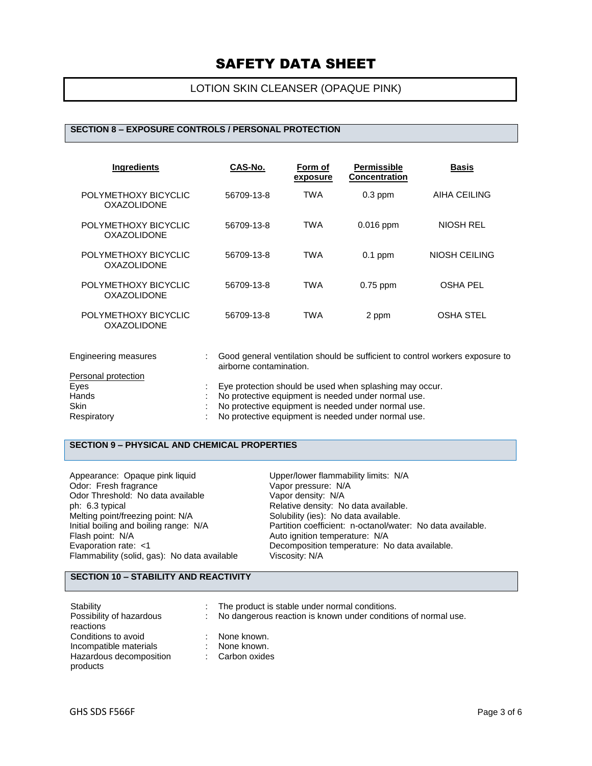# SAFETY DATA SHEET

## LOTION SKIN CLEANSER (OPAQUE PINK)

### SECTION 8 – EXPOSURE CONTROLS / PERSONAL PROTECTION

| Ingredients | CAS-No. | Form of exposure | Permissible Concentration | Basis |
|---|---|---|---|---|
| POLYMETHOXY BICYCLIC OXAZOLIDONE | 56709-13-8 | TWA | 0.3 ppm | AIHA CEILING |
| POLYMETHOXY BICYCLIC OXAZOLIDONE | 56709-13-8 | TWA | 0.016 ppm | NIOSH REL |
| POLYMETHOXY BICYCLIC OXAZOLIDONE | 56709-13-8 | TWA | 0.1 ppm | NIOSH CEILING |
| POLYMETHOXY BICYCLIC OXAZOLIDONE | 56709-13-8 | TWA | 0.75 ppm | OSHA PEL |
| POLYMETHOXY BICYCLIC OXAZOLIDONE | 56709-13-8 | TWA | 2 ppm | OSHA STEL |

Engineering measures : Good general ventilation should be sufficient to control workers exposure to airborne contamination.

Personal protection

- Eyes : Eye protection should be used when splashing may occur.
- Hands : No protective equipment is needed under normal use.
- Skin : No protective equipment is needed under normal use.
- Respiratory : No protective equipment is needed under normal use.

### SECTION 9 – PHYSICAL AND CHEMICAL PROPERTIES

Appearance: Opaque pink liquid
Odor: Fresh fragrance
Odor Threshold: No data available
ph: 6.3 typical
Melting point/freezing point: N/A
Initial boiling and boiling range: N/A
Flash point: N/A
Evaporation rate: <1
Flammability (solid, gas): No data available
Upper/lower flammability limits: N/A
Vapor pressure: N/A
Vapor density: N/A
Relative density: No data available.
Solubility (ies): No data available.
Partition coefficient: n-octanol/water: No data available.
Auto ignition temperature: N/A
Decomposition temperature: No data available.
Viscosity: N/A

### SECTION 10 – STABILITY AND REACTIVITY

- Stability : The product is stable under normal conditions.
- Possibility of hazardous reactions : No dangerous reaction is known under conditions of normal use.
- Conditions to avoid : None known.
- Incompatible materials : None known.
- Hazardous decomposition products : Carbon oxides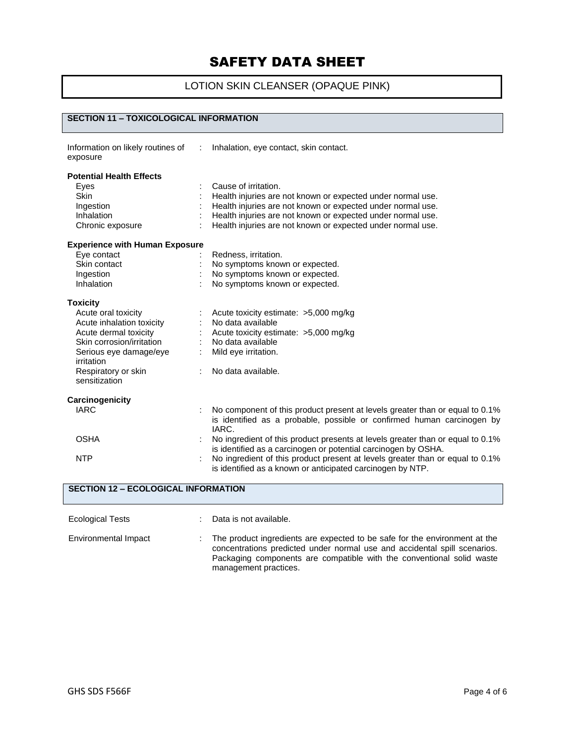# SAFETY DATA SHEET

LOTION SKIN CLEANSER (OPAQUE PINK)

## SECTION 11 – TOXICOLOGICAL INFORMATION

Information on likely routines of exposure : Inhalation, eye contact, skin contact.

**Potential Health Effects**

| | | |
|---|---|---|
| Eyes | : | Cause of irritation. |
| Skin | : | Health injuries are not known or expected under normal use. |
| Ingestion | : | Health injuries are not known or expected under normal use. |
| Inhalation | : | Health injuries are not known or expected under normal use. |
| Chronic exposure | : | Health injuries are not known or expected under normal use. |

**Experience with Human Exposure**

| | | |
|---|---|---|
| Eye contact | : | Redness, irritation. |
| Skin contact | : | No symptoms known or expected. |
| Ingestion | : | No symptoms known or expected. |
| Inhalation | : | No symptoms known or expected. |

**Toxicity**

| | | |
|---|---|---|
| Acute oral toxicity | : | Acute toxicity estimate: >5,000 mg/kg |
| Acute inhalation toxicity | : | No data available |
| Acute dermal toxicity | : | Acute toxicity estimate: >5,000 mg/kg |
| Skin corrosion/irritation | : | No data available |
| Serious eye damage/eye irritation | : | Mild eye irritation. |
| Respiratory or skin sensitization | : | No data available. |

**Carcinogenicity**

| | | |
|---|---|---|
| IARC | : | No component of this product present at levels greater than or equal to 0.1% is identified as a probable, possible or confirmed human carcinogen by IARC. |
| OSHA | : | No ingredient of this product presents at levels greater than or equal to 0.1% is identified as a carcinogen or potential carcinogen by OSHA. |
| NTP | : | No ingredient of this product present at levels greater than or equal to 0.1% is identified as a known or anticipated carcinogen by NTP. |

## SECTION 12 – ECOLOGICAL INFORMATION

| | | |
|---|---|---|
| Ecological Tests | : | Data is not available. |
| Environmental Impact | : | The product ingredients are expected to be safe for the environment at the concentrations predicted under normal use and accidental spill scenarios. Packaging components are compatible with the conventional solid waste management practices. |

GHS SDS F566F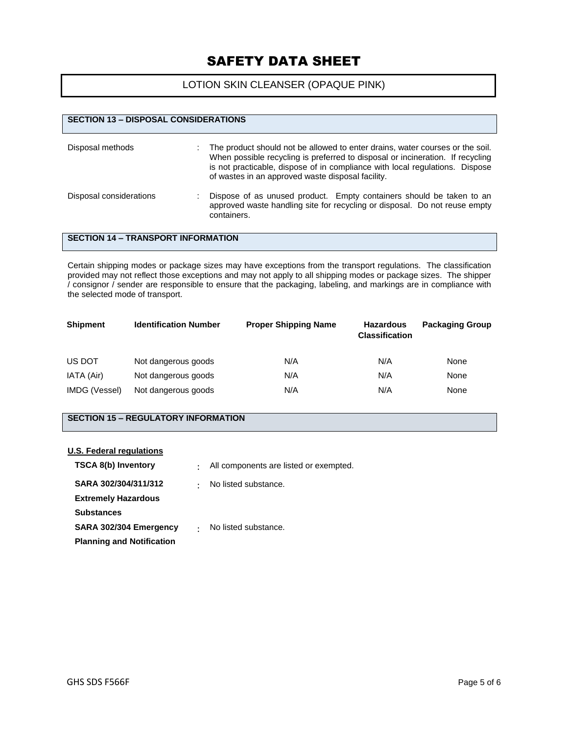# SAFETY DATA SHEET

LOTION SKIN CLEANSER (OPAQUE PINK)

## SECTION 13 – DISPOSAL CONSIDERATIONS

Disposal methods : The product should not be allowed to enter drains, water courses or the soil. When possible recycling is preferred to disposal or incineration. If recycling is not practicable, dispose of in compliance with local regulations. Dispose of wastes in an approved waste disposal facility.

Disposal considerations : Dispose of as unused product. Empty containers should be taken to an approved waste handling site for recycling or disposal. Do not reuse empty containers.

## SECTION 14 – TRANSPORT INFORMATION

Certain shipping modes or package sizes may have exceptions from the transport regulations. The classification provided may not reflect those exceptions and may not apply to all shipping modes or package sizes. The shipper / consignor / sender are responsible to ensure that the packaging, labeling, and markings are in compliance with the selected mode of transport.

| Shipment | Identification Number | Proper Shipping Name | Hazardous Classification | Packaging Group |
|---|---|---|---|---|
| US DOT | Not dangerous goods | N/A | N/A | None |
| IATA (Air) | Not dangerous goods | N/A | N/A | None |
| IMDG (Vessel) | Not dangerous goods | N/A | N/A | None |

## SECTION 15 – REGULATORY INFORMATION

**U.S. Federal regulations**

**TSCA 8(b) Inventory** : All components are listed or exempted.

**SARA 302/304/311/312 Extremely Hazardous Substances** : No listed substance.

**SARA 302/304 Emergency Planning and Notification** : No listed substance.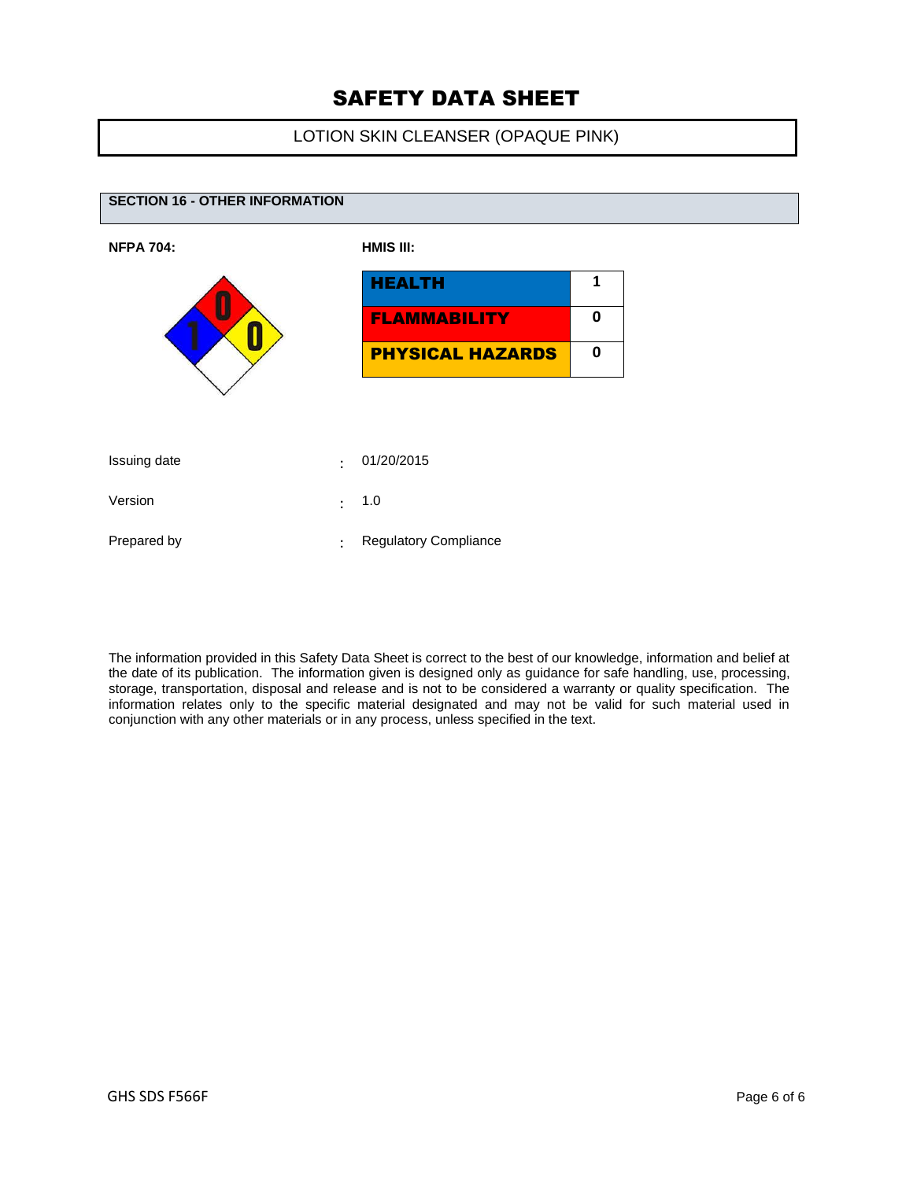# SAFETY DATA SHEET

LOTION SKIN CLEANSER (OPAQUE PINK)

## SECTION 16 - OTHER INFORMATION

**NFPA 704:**

0

1 0

**HMIS III:**

| | |
|---|---|
| **HEALTH** | **1** |
| **FLAMMABILITY** | **0** |
| **PHYSICAL HAZARDS** | **0** |

| | | |
|---|---|---|
| Issuing date | : | 01/20/2015 |
| Version | : | 1.0 |
| Prepared by | : | Regulatory Compliance |

The information provided in this Safety Data Sheet is correct to the best of our knowledge, information and belief at the date of its publication. The information given is designed only as guidance for safe handling, use, processing, storage, transportation, disposal and release and is not to be considered a warranty or quality specification. The information relates only to the specific material designated and may not be valid for such material used in conjunction with any other materials or in any process, unless specified in the text.

GHS SDS F566F